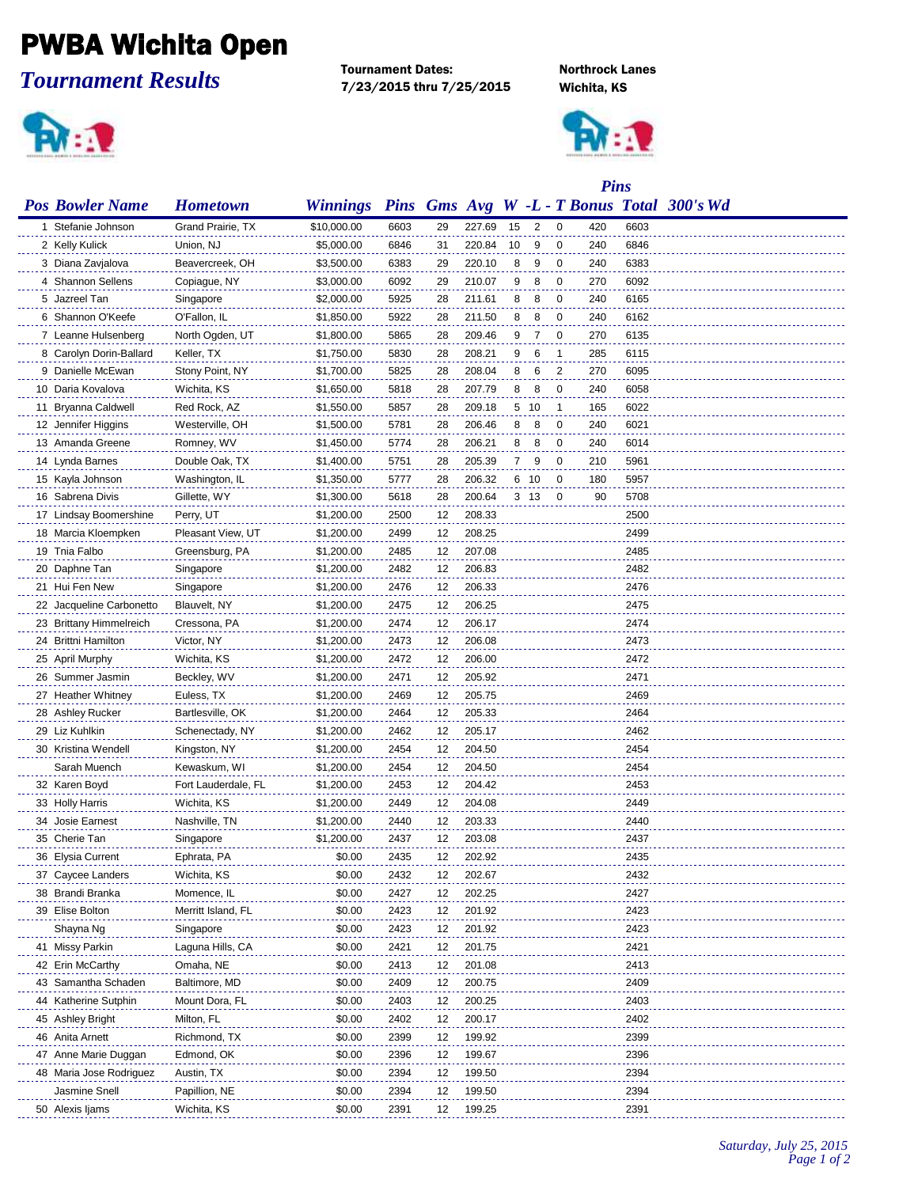# PWBA Wichita Open

## *Tournament Results*

**Tournament Dates:**
**7/23/2015 thru 7/25/2015**

**Northrock Lanes**
**Wichita, KS**

| Pos | Bowler Name | Hometown | Winnings | Pins | Gms | Avg | W | -L | - T | Bonus | Pins Total | 300's | Wd |
|---|---|---|---|---|---|---|---|---|---|---|---|---|---|
| 1 | Stefanie Johnson | Grand Prairie, TX | $10,000.00 | 6603 | 29 | 227.69 | 15 | 2 | 0 | 420 | 6603 | | |
| 2 | Kelly Kulick | Union, NJ | $5,000.00 | 6846 | 31 | 220.84 | 10 | 9 | 0 | 240 | 6846 | | |
| 3 | Diana Zavjalova | Beavercreek, OH | $3,500.00 | 6383 | 29 | 220.10 | 8 | 9 | 0 | 240 | 6383 | | |
| 4 | Shannon Sellens | Copiague, NY | $3,000.00 | 6092 | 29 | 210.07 | 9 | 8 | 0 | 270 | 6092 | | |
| 5 | Jazreel Tan | Singapore | $2,000.00 | 5925 | 28 | 211.61 | 8 | 8 | 0 | 240 | 6165 | | |
| 6 | Shannon O'Keefe | O'Fallon, IL | $1,850.00 | 5922 | 28 | 211.50 | 8 | 8 | 0 | 240 | 6162 | | |
| 7 | Leanne Hulsenberg | North Ogden, UT | $1,800.00 | 5865 | 28 | 209.46 | 9 | 7 | 0 | 270 | 6135 | | |
| 8 | Carolyn Dorin-Ballard | Keller, TX | $1,750.00 | 5830 | 28 | 208.21 | 9 | 6 | 1 | 285 | 6115 | | |
| 9 | Danielle McEwan | Stony Point, NY | $1,700.00 | 5825 | 28 | 208.04 | 8 | 6 | 2 | 270 | 6095 | | |
| 10 | Daria Kovalova | Wichita, KS | $1,650.00 | 5818 | 28 | 207.79 | 8 | 8 | 0 | 240 | 6058 | | |
| 11 | Bryanna Caldwell | Red Rock, AZ | $1,550.00 | 5857 | 28 | 209.18 | 5 | 10 | 1 | 165 | 6022 | | |
| 12 | Jennifer Higgins | Westerville, OH | $1,500.00 | 5781 | 28 | 206.46 | 8 | 8 | 0 | 240 | 6021 | | |
| 13 | Amanda Greene | Romney, WV | $1,450.00 | 5774 | 28 | 206.21 | 8 | 8 | 0 | 240 | 6014 | | |
| 14 | Lynda Barnes | Double Oak, TX | $1,400.00 | 5751 | 28 | 205.39 | 7 | 9 | 0 | 210 | 5961 | | |
| 15 | Kayla Johnson | Washington, IL | $1,350.00 | 5777 | 28 | 206.32 | 6 | 10 | 0 | 180 | 5957 | | |
| 16 | Sabrena Divis | Gillette, WY | $1,300.00 | 5618 | 28 | 200.64 | 3 | 13 | 0 | 90 | 5708 | | |
| 17 | Lindsay Boomershine | Perry, UT | $1,200.00 | 2500 | 12 | 208.33 | | | | | 2500 | | |
| 18 | Marcia Kloempken | Pleasant View, UT | $1,200.00 | 2499 | 12 | 208.25 | | | | | 2499 | | |
| 19 | Tnia Falbo | Greensburg, PA | $1,200.00 | 2485 | 12 | 207.08 | | | | | 2485 | | |
| 20 | Daphne Tan | Singapore | $1,200.00 | 2482 | 12 | 206.83 | | | | | 2482 | | |
| 21 | Hui Fen New | Singapore | $1,200.00 | 2476 | 12 | 206.33 | | | | | 2476 | | |
| 22 | Jacqueline Carbonetto | Blauvelt, NY | $1,200.00 | 2475 | 12 | 206.25 | | | | | 2475 | | |
| 23 | Brittany Himmelreich | Cressona, PA | $1,200.00 | 2474 | 12 | 206.17 | | | | | 2474 | | |
| 24 | Brittni Hamilton | Victor, NY | $1,200.00 | 2473 | 12 | 206.08 | | | | | 2473 | | |
| 25 | April Murphy | Wichita, KS | $1,200.00 | 2472 | 12 | 206.00 | | | | | 2472 | | |
| 26 | Summer Jasmin | Beckley, WV | $1,200.00 | 2471 | 12 | 205.92 | | | | | 2471 | | |
| 27 | Heather Whitney | Euless, TX | $1,200.00 | 2469 | 12 | 205.75 | | | | | 2469 | | |
| 28 | Ashley Rucker | Bartlesville, OK | $1,200.00 | 2464 | 12 | 205.33 | | | | | 2464 | | |
| 29 | Liz Kuhlkin | Schenectady, NY | $1,200.00 | 2462 | 12 | 205.17 | | | | | 2462 | | |
| 30 | Kristina Wendell | Kingston, NY | $1,200.00 | 2454 | 12 | 204.50 | | | | | 2454 | | |
| | Sarah Muench | Kewaskum, WI | $1,200.00 | 2454 | 12 | 204.50 | | | | | 2454 | | |
| 32 | Karen Boyd | Fort Lauderdale, FL | $1,200.00 | 2453 | 12 | 204.42 | | | | | 2453 | | |
| 33 | Holly Harris | Wichita, KS | $1,200.00 | 2449 | 12 | 204.08 | | | | | 2449 | | |
| 34 | Josie Earnest | Nashville, TN | $1,200.00 | 2440 | 12 | 203.33 | | | | | 2440 | | |
| 35 | Cherie Tan | Singapore | $1,200.00 | 2437 | 12 | 203.08 | | | | | 2437 | | |
| 36 | Elysia Current | Ephrata, PA | $0.00 | 2435 | 12 | 202.92 | | | | | 2435 | | |
| 37 | Caycee Landers | Wichita, KS | $0.00 | 2432 | 12 | 202.67 | | | | | 2432 | | |
| 38 | Brandi Branka | Momence, IL | $0.00 | 2427 | 12 | 202.25 | | | | | 2427 | | |
| 39 | Elise Bolton | Merritt Island, FL | $0.00 | 2423 | 12 | 201.92 | | | | | 2423 | | |
| | Shayna Ng | Singapore | $0.00 | 2423 | 12 | 201.92 | | | | | 2423 | | |
| 41 | Missy Parkin | Laguna Hills, CA | $0.00 | 2421 | 12 | 201.75 | | | | | 2421 | | |
| 42 | Erin McCarthy | Omaha, NE | $0.00 | 2413 | 12 | 201.08 | | | | | 2413 | | |
| 43 | Samantha Schaden | Baltimore, MD | $0.00 | 2409 | 12 | 200.75 | | | | | 2409 | | |
| 44 | Katherine Sutphin | Mount Dora, FL | $0.00 | 2403 | 12 | 200.25 | | | | | 2403 | | |
| 45 | Ashley Bright | Milton, FL | $0.00 | 2402 | 12 | 200.17 | | | | | 2402 | | |
| 46 | Anita Arnett | Richmond, TX | $0.00 | 2399 | 12 | 199.92 | | | | | 2399 | | |
| 47 | Anne Marie Duggan | Edmond, OK | $0.00 | 2396 | 12 | 199.67 | | | | | 2396 | | |
| 48 | Maria Jose Rodriguez | Austin, TX | $0.00 | 2394 | 12 | 199.50 | | | | | 2394 | | |
| | Jasmine Snell | Papillion, NE | $0.00 | 2394 | 12 | 199.50 | | | | | 2394 | | |
| 50 | Alexis Ijams | Wichita, KS | $0.00 | 2391 | 12 | 199.25 | | | | | 2391 | | |

*Saturday, July 25, 2015*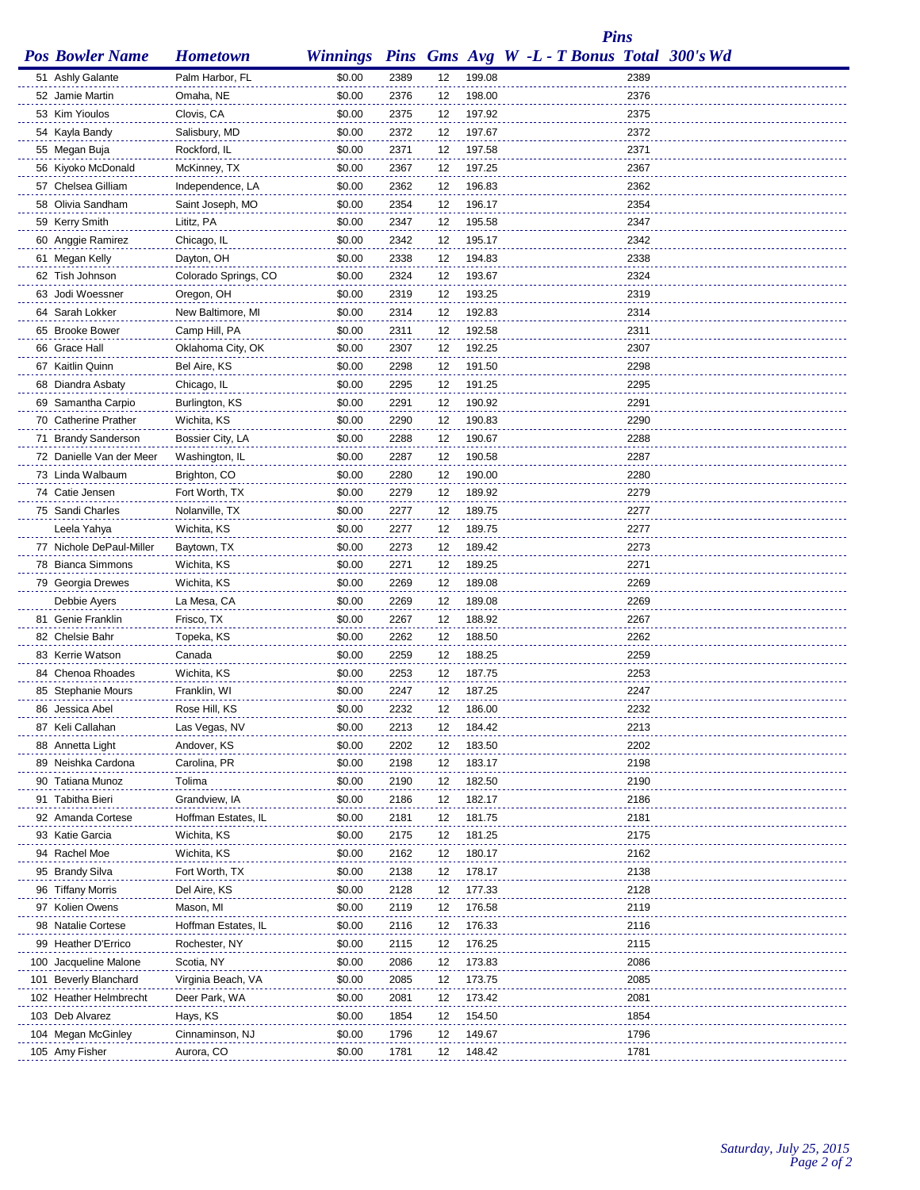| Pos | Bowler Name | Hometown | Winnings | Pins | Gms | Avg | W -L - T | Bonus | Pins Total | 300's | Wd |
|---|---|---|---|---|---|---|---|---|---|---|---|
| 51 | Ashly Galante | Palm Harbor, FL | $0.00 | 2389 | 12 | 199.08 | | | 2389 | | |
| 52 | Jamie Martin | Omaha, NE | $0.00 | 2376 | 12 | 198.00 | | | 2376 | | |
| 53 | Kim Yioulos | Clovis, CA | $0.00 | 2375 | 12 | 197.92 | | | 2375 | | |
| 54 | Kayla Bandy | Salisbury, MD | $0.00 | 2372 | 12 | 197.67 | | | 2372 | | |
| 55 | Megan Buja | Rockford, IL | $0.00 | 2371 | 12 | 197.58 | | | 2371 | | |
| 56 | Kiyoko McDonald | McKinney, TX | $0.00 | 2367 | 12 | 197.25 | | | 2367 | | |
| 57 | Chelsea Gilliam | Independence, LA | $0.00 | 2362 | 12 | 196.83 | | | 2362 | | |
| 58 | Olivia Sandham | Saint Joseph, MO | $0.00 | 2354 | 12 | 196.17 | | | 2354 | | |
| 59 | Kerry Smith | Lititz, PA | $0.00 | 2347 | 12 | 195.58 | | | 2347 | | |
| 60 | Anggie Ramirez | Chicago, IL | $0.00 | 2342 | 12 | 195.17 | | | 2342 | | |
| 61 | Megan Kelly | Dayton, OH | $0.00 | 2338 | 12 | 194.83 | | | 2338 | | |
| 62 | Tish Johnson | Colorado Springs, CO | $0.00 | 2324 | 12 | 193.67 | | | 2324 | | |
| 63 | Jodi Woessner | Oregon, OH | $0.00 | 2319 | 12 | 193.25 | | | 2319 | | |
| 64 | Sarah Lokker | New Baltimore, MI | $0.00 | 2314 | 12 | 192.83 | | | 2314 | | |
| 65 | Brooke Bower | Camp Hill, PA | $0.00 | 2311 | 12 | 192.58 | | | 2311 | | |
| 66 | Grace Hall | Oklahoma City, OK | $0.00 | 2307 | 12 | 192.25 | | | 2307 | | |
| 67 | Kaitlin Quinn | Bel Aire, KS | $0.00 | 2298 | 12 | 191.50 | | | 2298 | | |
| 68 | Diandra Asbaty | Chicago, IL | $0.00 | 2295 | 12 | 191.25 | | | 2295 | | |
| 69 | Samantha Carpio | Burlington, KS | $0.00 | 2291 | 12 | 190.92 | | | 2291 | | |
| 70 | Catherine Prather | Wichita, KS | $0.00 | 2290 | 12 | 190.83 | | | 2290 | | |
| 71 | Brandy Sanderson | Bossier City, LA | $0.00 | 2288 | 12 | 190.67 | | | 2288 | | |
| 72 | Danielle Van der Meer | Washington, IL | $0.00 | 2287 | 12 | 190.58 | | | 2287 | | |
| 73 | Linda Walbaum | Brighton, CO | $0.00 | 2280 | 12 | 190.00 | | | 2280 | | |
| 74 | Catie Jensen | Fort Worth, TX | $0.00 | 2279 | 12 | 189.92 | | | 2279 | | |
| 75 | Sandi Charles | Nolanville, TX | $0.00 | 2277 | 12 | 189.75 | | | 2277 | | |
| | Leela Yahya | Wichita, KS | $0.00 | 2277 | 12 | 189.75 | | | 2277 | | |
| 77 | Nichole DePaul-Miller | Baytown, TX | $0.00 | 2273 | 12 | 189.42 | | | 2273 | | |
| 78 | Bianca Simmons | Wichita, KS | $0.00 | 2271 | 12 | 189.25 | | | 2271 | | |
| 79 | Georgia Drewes | Wichita, KS | $0.00 | 2269 | 12 | 189.08 | | | 2269 | | |
| | Debbie Ayers | La Mesa, CA | $0.00 | 2269 | 12 | 189.08 | | | 2269 | | |
| 81 | Genie Franklin | Frisco, TX | $0.00 | 2267 | 12 | 188.92 | | | 2267 | | |
| 82 | Chelsie Bahr | Topeka, KS | $0.00 | 2262 | 12 | 188.50 | | | 2262 | | |
| 83 | Kerrie Watson | Canada | $0.00 | 2259 | 12 | 188.25 | | | 2259 | | |
| 84 | Chenoa Rhoades | Wichita, KS | $0.00 | 2253 | 12 | 187.75 | | | 2253 | | |
| 85 | Stephanie Mours | Franklin, WI | $0.00 | 2247 | 12 | 187.25 | | | 2247 | | |
| 86 | Jessica Abel | Rose Hill, KS | $0.00 | 2232 | 12 | 186.00 | | | 2232 | | |
| 87 | Keli Callahan | Las Vegas, NV | $0.00 | 2213 | 12 | 184.42 | | | 2213 | | |
| 88 | Annetta Light | Andover, KS | $0.00 | 2202 | 12 | 183.50 | | | 2202 | | |
| 89 | Neishka Cardona | Carolina, PR | $0.00 | 2198 | 12 | 183.17 | | | 2198 | | |
| 90 | Tatiana Munoz | Tolima | $0.00 | 2190 | 12 | 182.50 | | | 2190 | | |
| 91 | Tabitha Bieri | Grandview, IA | $0.00 | 2186 | 12 | 182.17 | | | 2186 | | |
| 92 | Amanda Cortese | Hoffman Estates, IL | $0.00 | 2181 | 12 | 181.75 | | | 2181 | | |
| 93 | Katie Garcia | Wichita, KS | $0.00 | 2175 | 12 | 181.25 | | | 2175 | | |
| 94 | Rachel Moe | Wichita, KS | $0.00 | 2162 | 12 | 180.17 | | | 2162 | | |
| 95 | Brandy Silva | Fort Worth, TX | $0.00 | 2138 | 12 | 178.17 | | | 2138 | | |
| 96 | Tiffany Morris | Del Aire, KS | $0.00 | 2128 | 12 | 177.33 | | | 2128 | | |
| 97 | Kolien Owens | Mason, MI | $0.00 | 2119 | 12 | 176.58 | | | 2119 | | |
| 98 | Natalie Cortese | Hoffman Estates, IL | $0.00 | 2116 | 12 | 176.33 | | | 2116 | | |
| 99 | Heather D'Errico | Rochester, NY | $0.00 | 2115 | 12 | 176.25 | | | 2115 | | |
| 100 | Jacqueline Malone | Scotia, NY | $0.00 | 2086 | 12 | 173.83 | | | 2086 | | |
| 101 | Beverly Blanchard | Virginia Beach, VA | $0.00 | 2085 | 12 | 173.75 | | | 2085 | | |
| 102 | Heather Helmbrecht | Deer Park, WA | $0.00 | 2081 | 12 | 173.42 | | | 2081 | | |
| 103 | Deb Alvarez | Hays, KS | $0.00 | 1854 | 12 | 154.50 | | | 1854 | | |
| 104 | Megan McGinley | Cinnaminson, NJ | $0.00 | 1796 | 12 | 149.67 | | | 1796 | | |
| 105 | Amy Fisher | Aurora, CO | $0.00 | 1781 | 12 | 148.42 | | | 1781 | | |

*Saturday, July 25, 2015*